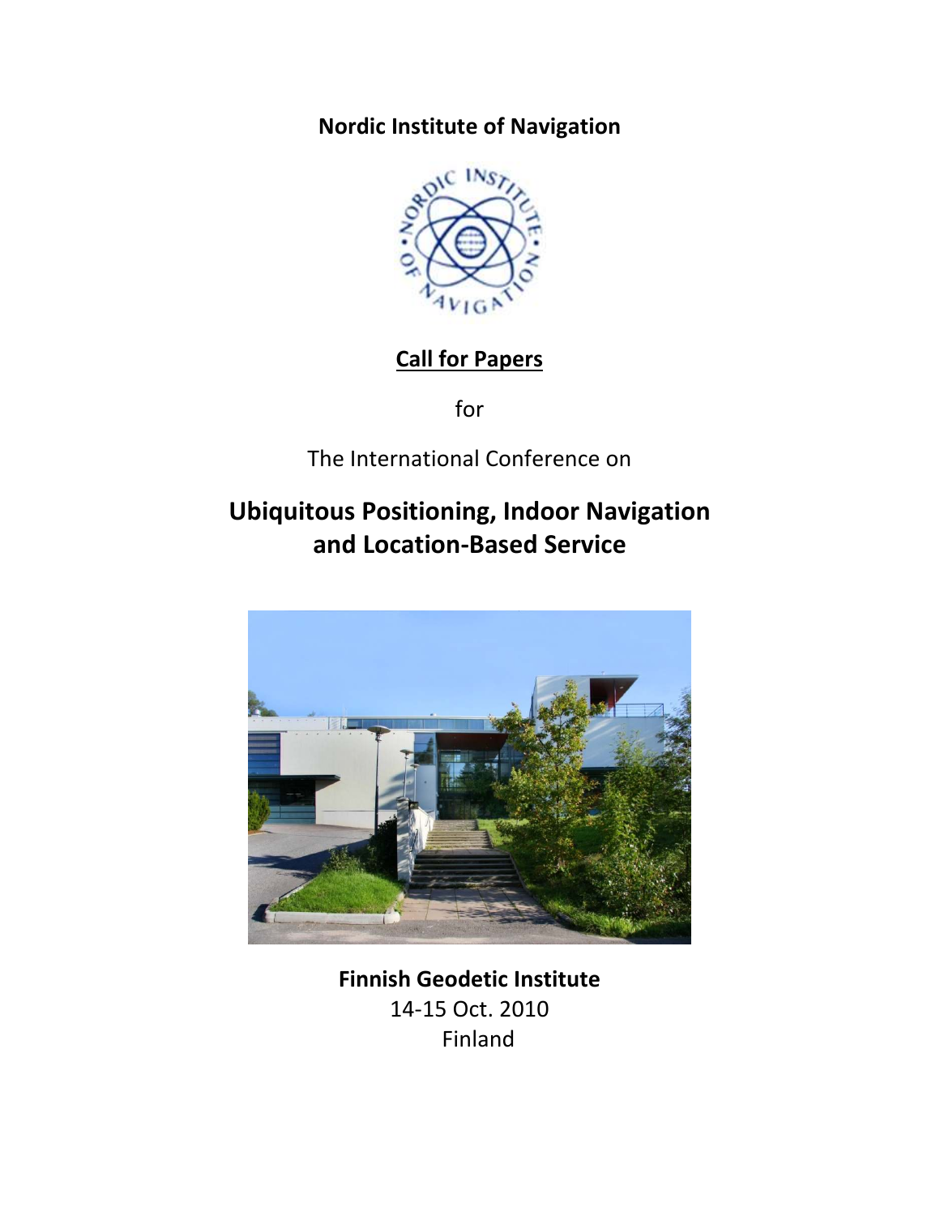**Nordic Institute of Navigation**

# Call for Papers

for

The International Conference on

## Ubiquitous Positioning, Indoor Navigation and Location-Based Service

**Finnish Geodetic Institute**
14-15 Oct. 2010
Finland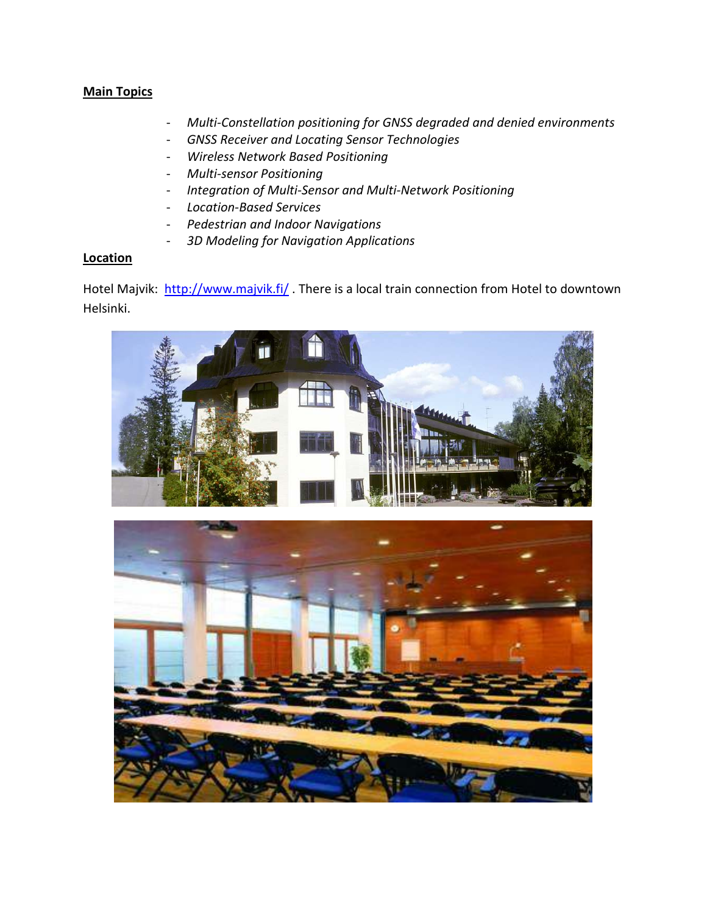**Main Topics**

- *Multi-Constellation positioning for GNSS degraded and denied environments*
- *GNSS Receiver and Locating Sensor Technologies*
- *Wireless Network Based Positioning*
- *Multi-sensor Positioning*
- *Integration of Multi-Sensor and Multi-Network Positioning*
- *Location-Based Services*
- *Pedestrian and Indoor Navigations*
- *3D Modeling for Navigation Applications*

**Location**

Hotel Majvik: http://www.majvik.fi/ . There is a local train connection from Hotel to downtown Helsinki.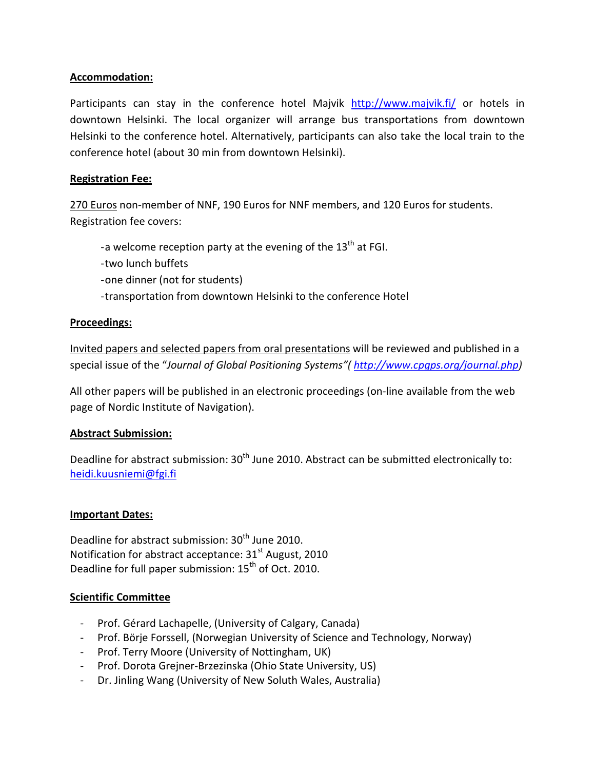**Accommodation:**

Participants can stay in the conference hotel Majvik http://www.majvik.fi/ or hotels in downtown Helsinki. The local organizer will arrange bus transportations from downtown Helsinki to the conference hotel. Alternatively, participants can also take the local train to the conference hotel (about 30 min from downtown Helsinki).

**Registration Fee:**

270 Euros non-member of NNF, 190 Euros for NNF members, and 120 Euros for students. Registration fee covers:

- -a welcome reception party at the evening of the 13th at FGI.
- -two lunch buffets
- -one dinner (not for students)
- -transportation from downtown Helsinki to the conference Hotel

**Proceedings:**

Invited papers and selected papers from oral presentations will be reviewed and published in a special issue of the "*Journal of Global Positioning Systems"( http://www.cpgps.org/journal.php)*

All other papers will be published in an electronic proceedings (on-line available from the web page of Nordic Institute of Navigation).

**Abstract Submission:**

Deadline for abstract submission: 30th June 2010. Abstract can be submitted electronically to: heidi.kuusniemi@fgi.fi

**Important Dates:**

Deadline for abstract submission: 30th June 2010.
Notification for abstract acceptance: 31st August, 2010
Deadline for full paper submission: 15th of Oct. 2010.

**Scientific Committee**

- Prof. Gérard Lachapelle, (University of Calgary, Canada)
- Prof. Börje Forssell, (Norwegian University of Science and Technology, Norway)
- Prof. Terry Moore (University of Nottingham, UK)
- Prof. Dorota Grejner-Brzezinska (Ohio State University, US)
- Dr. Jinling Wang (University of New Soluth Wales, Australia)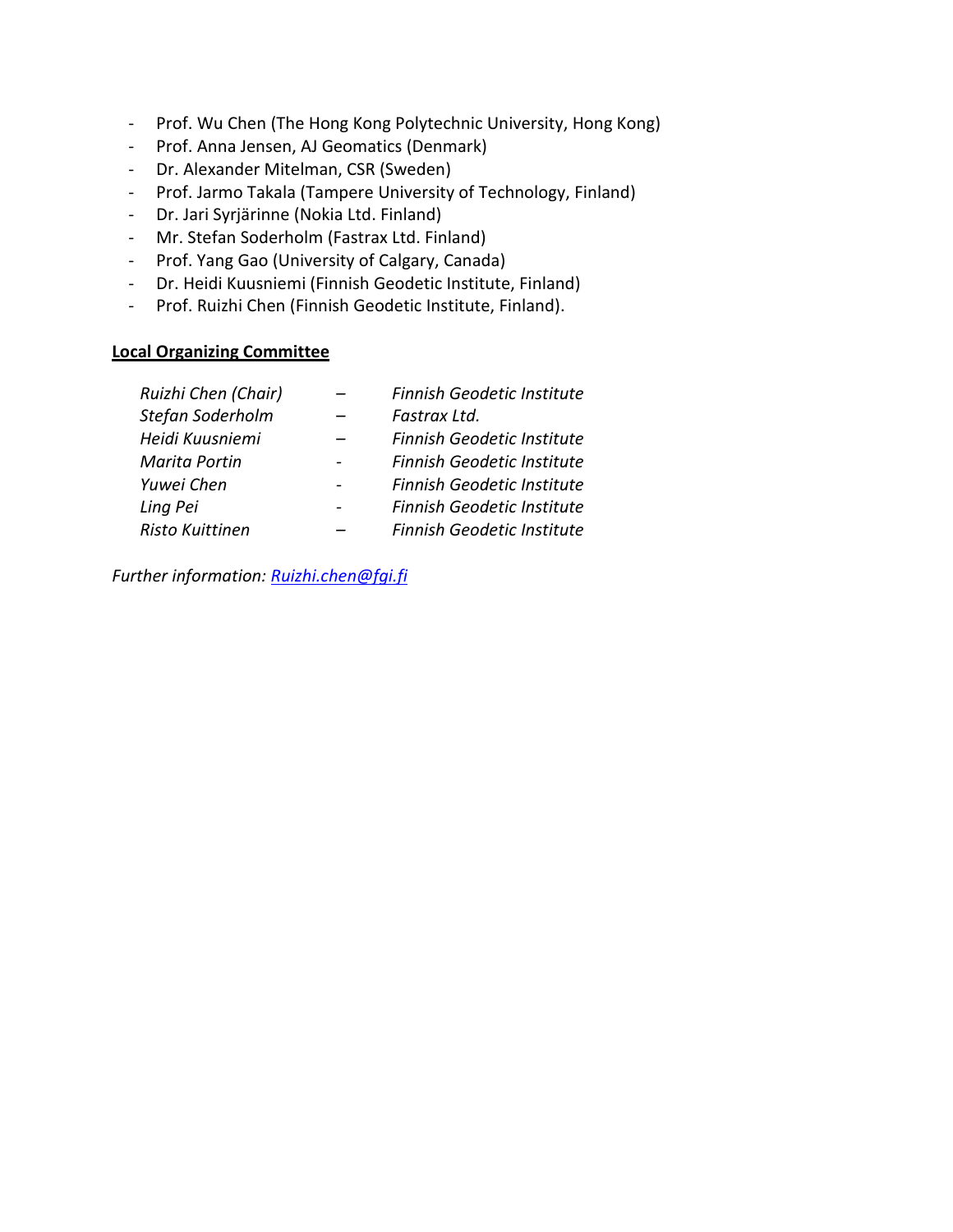- Prof. Wu Chen (The Hong Kong Polytechnic University, Hong Kong)
- Prof. Anna Jensen, AJ Geomatics (Denmark)
- Dr. Alexander Mitelman, CSR (Sweden)
- Prof. Jarmo Takala (Tampere University of Technology, Finland)
- Dr. Jari Syrjärinne (Nokia Ltd. Finland)
- Mr. Stefan Soderholm (Fastrax Ltd. Finland)
- Prof. Yang Gao (University of Calgary, Canada)
- Dr. Heidi Kuusniemi (Finnish Geodetic Institute, Finland)
- Prof. Ruizhi Chen (Finnish Geodetic Institute, Finland).

**Local Organizing Committee**

| | | |
|---|---|---|
| *Ruizhi Chen (Chair)* | – | *Finnish Geodetic Institute* |
| *Stefan Soderholm* | – | *Fastrax Ltd.* |
| *Heidi Kuusniemi* | – | *Finnish Geodetic Institute* |
| *Marita Portin* | - | *Finnish Geodetic Institute* |
| *Yuwei Chen* | - | *Finnish Geodetic Institute* |
| *Ling Pei* | - | *Finnish Geodetic Institute* |
| *Risto Kuittinen* | – | *Finnish Geodetic Institute* |

*Further information: Ruizhi.chen@fgi.fi*